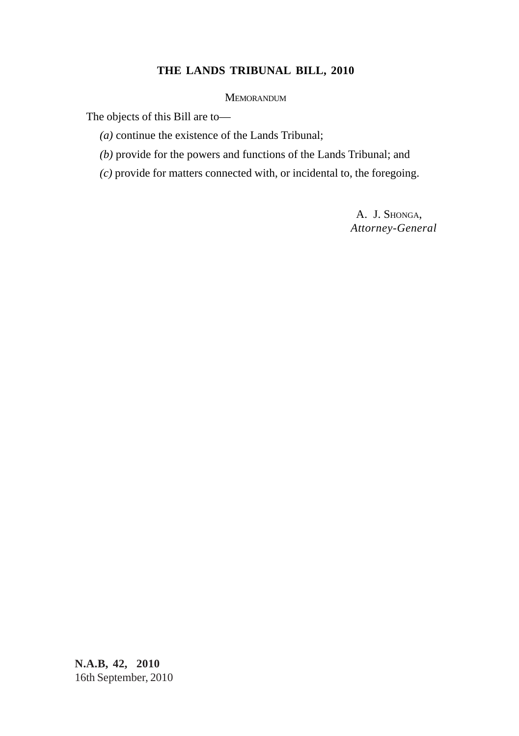# THE LANDS TRIBUNAL BILL, 2010

MEMORANDUM

The objects of this Bill are to—

*(a)* continue the existence of the Lands Tribunal;

*(b)* provide for the powers and functions of the Lands Tribunal; and

*(c)* provide for matters connected with, or incidental to, the foregoing.

A. J. SHONGA,
*Attorney-General*

**N.A.B, 42, 2010**
16th September, 2010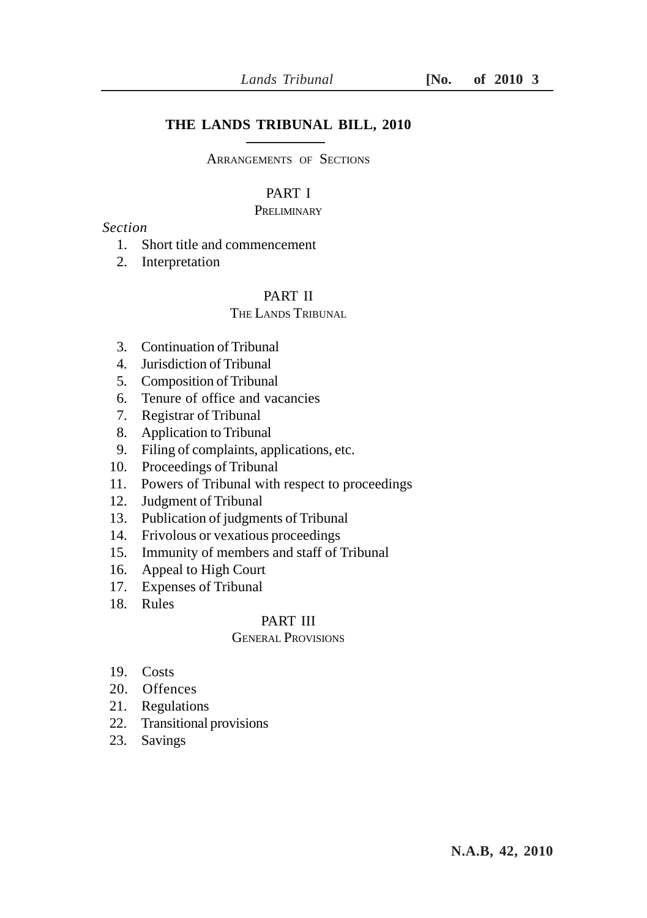# THE LANDS TRIBUNAL BILL, 2010

ARRANGEMENTS OF SECTIONS

## PART I

PRELIMINARY

*Section*

1. Short title and commencement
2. Interpretation

## PART II

THE LANDS TRIBUNAL

3. Continuation of Tribunal
4. Jurisdiction of Tribunal
5. Composition of Tribunal
6. Tenure of office and vacancies
7. Registrar of Tribunal
8. Application to Tribunal
9. Filing of complaints, applications, etc.
10. Proceedings of Tribunal
11. Powers of Tribunal with respect to proceedings
12. Judgment of Tribunal
13. Publication of judgments of Tribunal
14. Frivolous or vexatious proceedings
15. Immunity of members and staff of Tribunal
16. Appeal to High Court
17. Expenses of Tribunal
18. Rules

## PART III

GENERAL PROVISIONS

19. Costs
20. Offences
21. Regulations
22. Transitional provisions
23. Savings

N.A.B, 42, 2010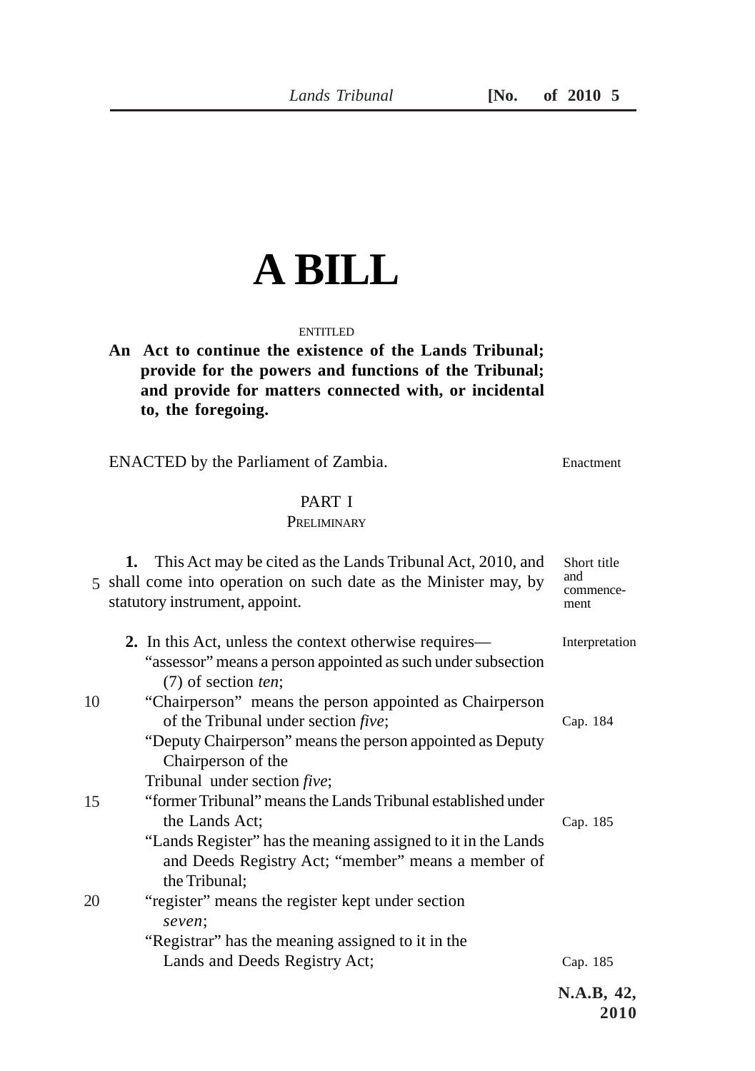# A BILL

ENTITLED

**An Act to continue the existence of the Lands Tribunal; provide for the powers and functions of the Tribunal; and provide for matters connected with, or incidental to, the foregoing.**

ENACTED by the Parliament of Zambia. Enactment

## PART I

### PRELIMINARY

Short title and commencement

**1.** This Act may be cited as the Lands Tribunal Act, 2010, and shall come into operation on such date as the Minister may, by statutory instrument, appoint.

Interpretation

**2.** In this Act, unless the context otherwise requires—

"assessor" means a person appointed as such under subsection (7) of section *ten*;

"Chairperson" means the person appointed as Chairperson of the Tribunal under section *five*;

"Deputy Chairperson" means the person appointed as Deputy Chairperson of the Tribunal under section *five*;

Cap. 184

"former Tribunal" means the Lands Tribunal established under the Lands Act;

Cap. 185

"Lands Register" has the meaning assigned to it in the Lands and Deeds Registry Act; "member" means a member of the Tribunal;

"register" means the register kept under section *seven*;

Cap. 185

"Registrar" has the meaning assigned to it in the Lands and Deeds Registry Act;

N.A.B, 42, 2010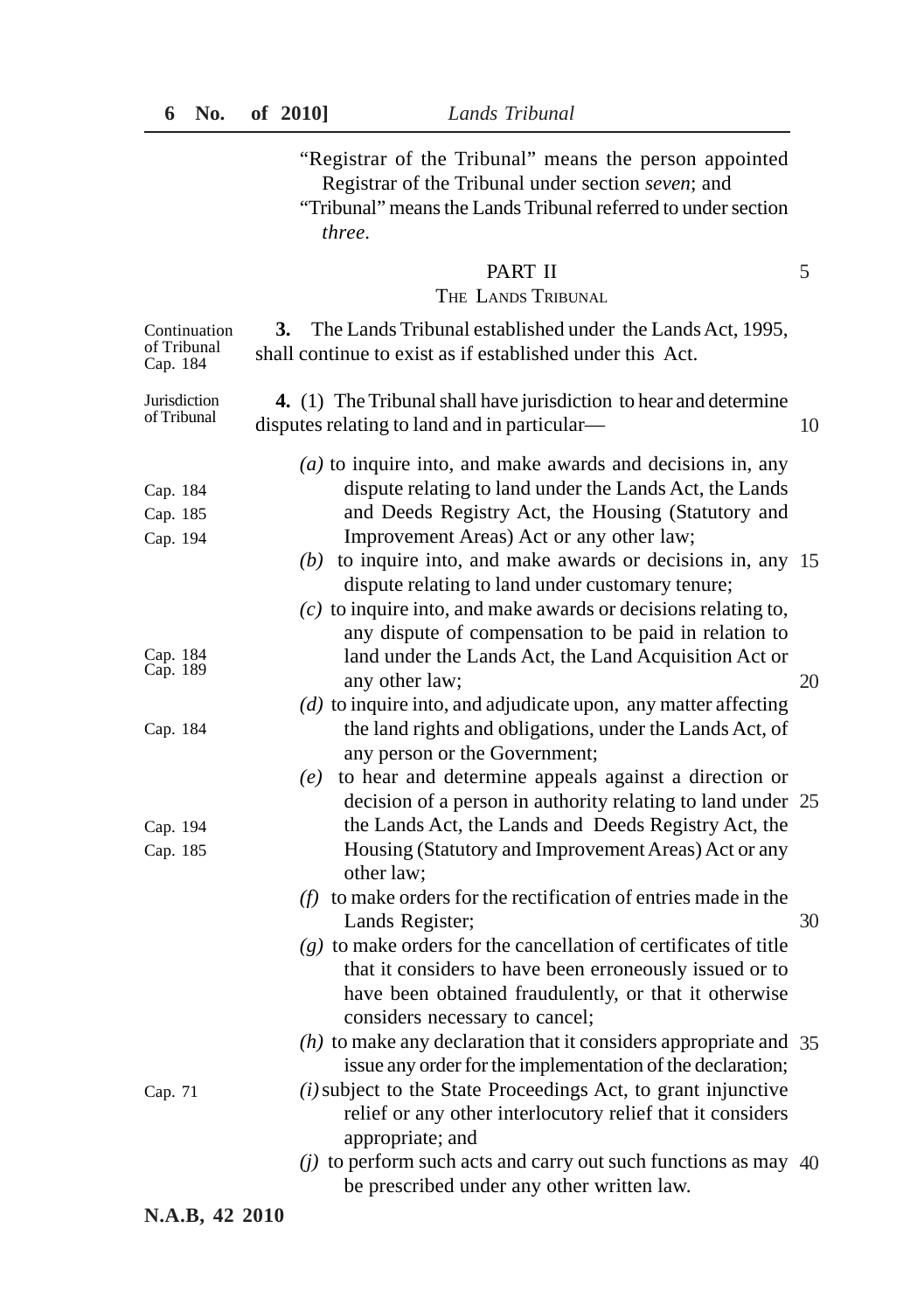"Registrar of the Tribunal" means the person appointed Registrar of the Tribunal under section *seven*; and

"Tribunal" means the Lands Tribunal referred to under section *three*.

## PART II
### THE LANDS TRIBUNAL

Continuation of Tribunal Cap. 184

**3.** The Lands Tribunal established under the Lands Act, 1995, shall continue to exist as if established under this Act.

Jurisdiction of Tribunal

**4.** (1) The Tribunal shall have jurisdiction to hear and determine disputes relating to land and in particular—

*(a)* to inquire into, and make awards and decisions in, any dispute relating to land under the Lands Act, the Lands and Deeds Registry Act, the Housing (Statutory and Improvement Areas) Act or any other law; (Cap. 184, Cap. 185, Cap. 194)

*(b)* to inquire into, and make awards or decisions in, any dispute relating to land under customary tenure;

*(c)* to inquire into, and make awards or decisions relating to, any dispute of compensation to be paid in relation to land under the Lands Act, the Land Acquisition Act or any other law; (Cap. 184, Cap. 189)

*(d)* to inquire into, and adjudicate upon, any matter affecting the land rights and obligations, under the Lands Act, of any person or the Government; (Cap. 184)

*(e)* to hear and determine appeals against a direction or decision of a person in authority relating to land under the Lands Act, the Lands and Deeds Registry Act, the Housing (Statutory and Improvement Areas) Act or any other law; (Cap. 194, Cap. 185)

*(f)* to make orders for the rectification of entries made in the Lands Register;

*(g)* to make orders for the cancellation of certificates of title that it considers to have been erroneously issued or to have been obtained fraudulently, or that it otherwise considers necessary to cancel;

*(h)* to make any declaration that it considers appropriate and issue any order for the implementation of the declaration;

*(i)* subject to the State Proceedings Act, to grant injunctive relief or any other interlocutory relief that it considers appropriate; and (Cap. 71)

*(j)* to perform such acts and carry out such functions as may be prescribed under any other written law.

N.A.B, 42 2010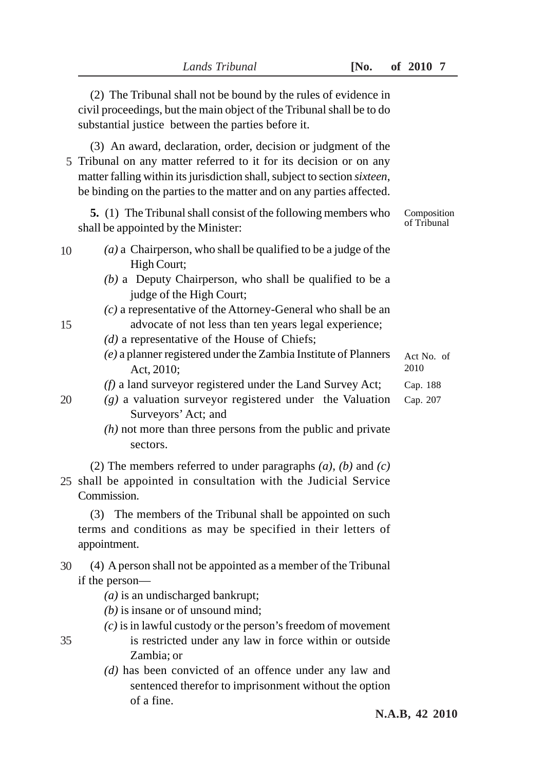(2) The Tribunal shall not be bound by the rules of evidence in civil proceedings, but the main object of the Tribunal shall be to do substantial justice between the parties before it.

(3) An award, declaration, order, decision or judgment of the Tribunal on any matter referred to it for its decision or on any matter falling within its jurisdiction shall, subject to section *sixteen*, be binding on the parties to the matter and on any parties affected.

Composition of Tribunal

**5.** (1) The Tribunal shall consist of the following members who shall be appointed by the Minister:

*(a)* a Chairperson, who shall be qualified to be a judge of the High Court;

*(b)* a Deputy Chairperson, who shall be qualified to be a judge of the High Court;

*(c)* a representative of the Attorney-General who shall be an advocate of not less than ten years legal experience;

*(d)* a representative of the House of Chiefs;

*(e)* a planner registered under the Zambia Institute of Planners Act, 2010; (Act No. of 2010)

*(f)* a land surveyor registered under the Land Survey Act; (Cap. 188)

*(g)* a valuation surveyor registered under the Valuation Surveyors' Act; and (Cap. 207)

*(h)* not more than three persons from the public and private sectors.

(2) The members referred to under paragraphs *(a)*, *(b)* and *(c)* shall be appointed in consultation with the Judicial Service Commission.

(3) The members of the Tribunal shall be appointed on such terms and conditions as may be specified in their letters of appointment.

(4) A person shall not be appointed as a member of the Tribunal if the person—

*(a)* is an undischarged bankrupt;

*(b)* is insane or of unsound mind;

*(c)* is in lawful custody or the person's freedom of movement is restricted under any law in force within or outside Zambia; or

*(d)* has been convicted of an offence under any law and sentenced therefor to imprisonment without the option of a fine.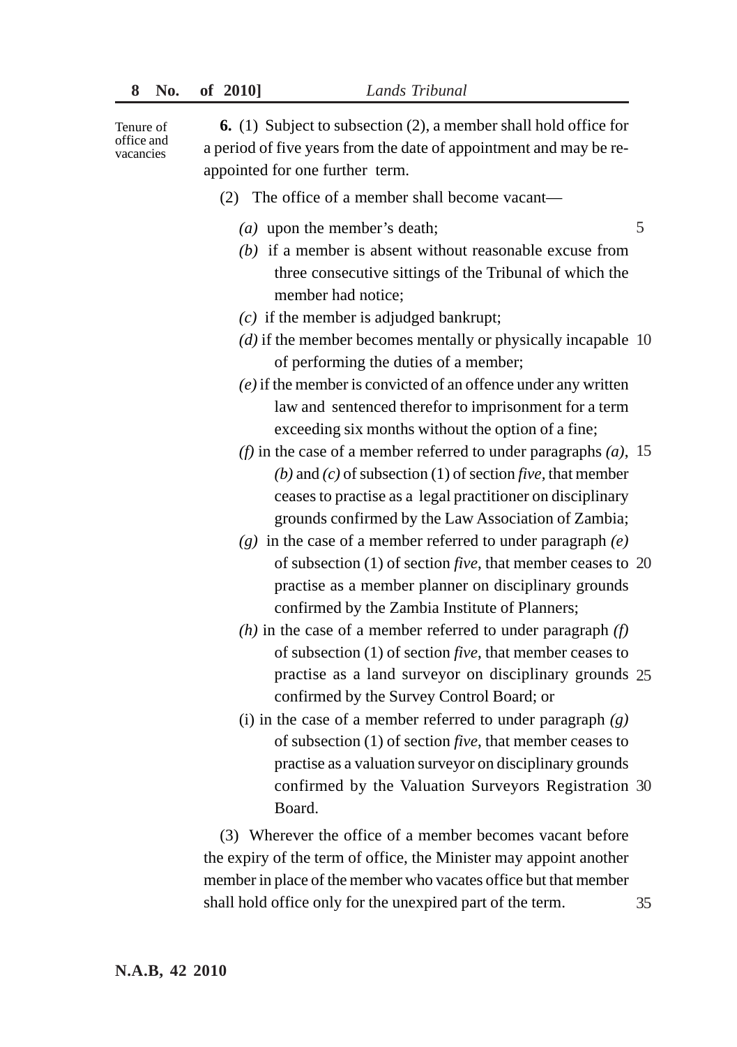Tenure of office and vacancies

**6.** (1) Subject to subsection (2), a member shall hold office for a period of five years from the date of appointment and may be re-appointed for one further term.

(2) The office of a member shall become vacant—

*(a)* upon the member's death;

*(b)* if a member is absent without reasonable excuse from three consecutive sittings of the Tribunal of which the member had notice;

*(c)* if the member is adjudged bankrupt;

*(d)* if the member becomes mentally or physically incapable of performing the duties of a member;

*(e)* if the member is convicted of an offence under any written law and sentenced therefor to imprisonment for a term exceeding six months without the option of a fine;

*(f)* in the case of a member referred to under paragraphs *(a)*, *(b)* and *(c)* of subsection (1) of section *five*, that member ceases to practise as a legal practitioner on disciplinary grounds confirmed by the Law Association of Zambia;

*(g)* in the case of a member referred to under paragraph *(e)* of subsection (1) of section *five*, that member ceases to practise as a member planner on disciplinary grounds confirmed by the Zambia Institute of Planners;

*(h)* in the case of a member referred to under paragraph *(f)* of subsection (1) of section *five*, that member ceases to practise as a land surveyor on disciplinary grounds confirmed by the Survey Control Board; or

(i) in the case of a member referred to under paragraph *(g)* of subsection (1) of section *five*, that member ceases to practise as a valuation surveyor on disciplinary grounds confirmed by the Valuation Surveyors Registration Board.

(3) Wherever the office of a member becomes vacant before the expiry of the term of office, the Minister may appoint another member in place of the member who vacates office but that member shall hold office only for the unexpired part of the term.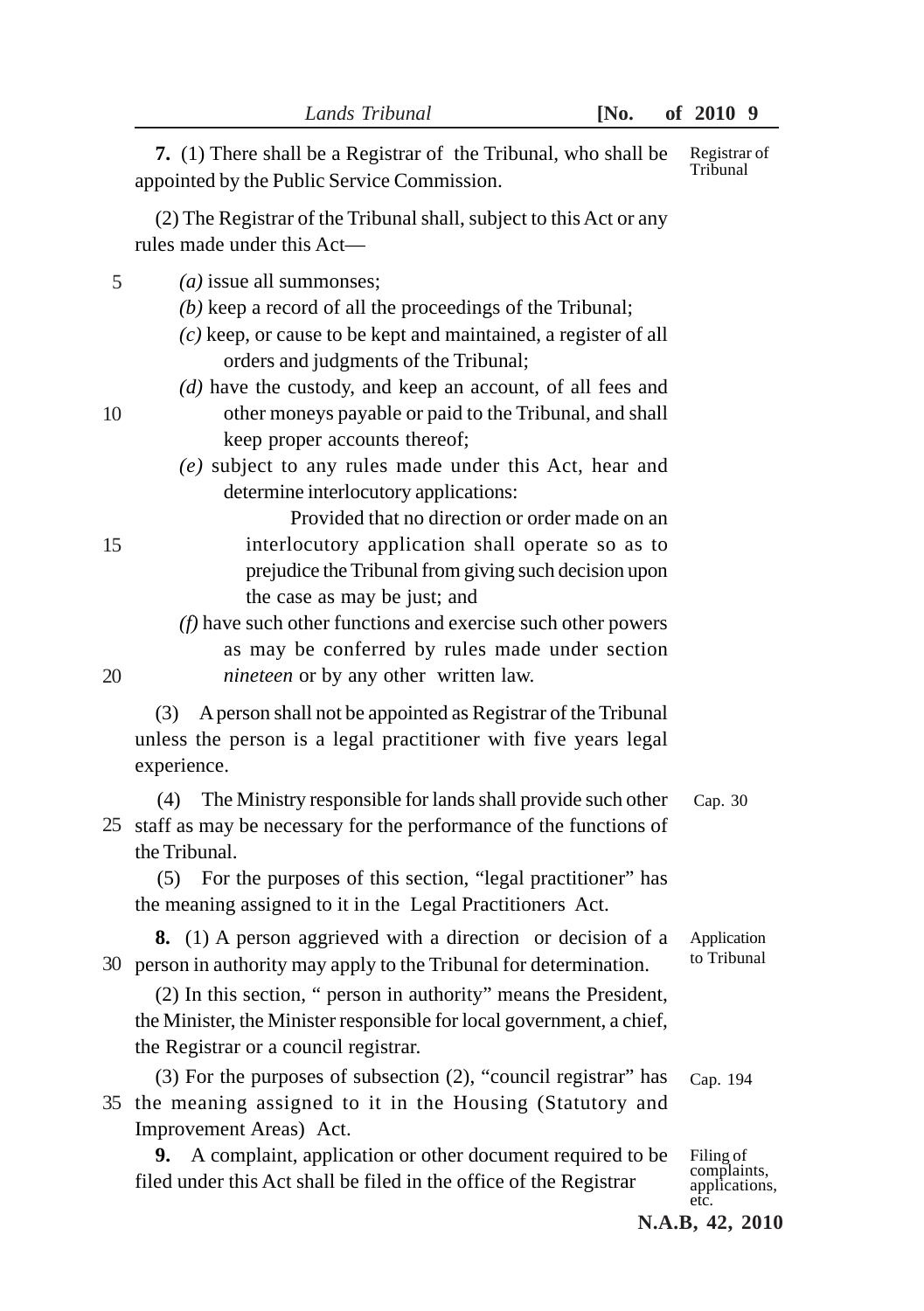**7.** (1) There shall be a Registrar of the Tribunal, who shall be appointed by the Public Service Commission.

Registrar of Tribunal

(2) The Registrar of the Tribunal shall, subject to this Act or any rules made under this Act—

*(a)* issue all summonses;

*(b)* keep a record of all the proceedings of the Tribunal;

*(c)* keep, or cause to be kept and maintained, a register of all orders and judgments of the Tribunal;

*(d)* have the custody, and keep an account, of all fees and other moneys payable or paid to the Tribunal, and shall keep proper accounts thereof;

*(e)* subject to any rules made under this Act, hear and determine interlocutory applications:

Provided that no direction or order made on an interlocutory application shall operate so as to prejudice the Tribunal from giving such decision upon the case as may be just; and

*(f)* have such other functions and exercise such other powers as may be conferred by rules made under section *nineteen* or by any other written law.

(3) A person shall not be appointed as Registrar of the Tribunal unless the person is a legal practitioner with five years legal experience.

(4) The Ministry responsible for lands shall provide such other staff as may be necessary for the performance of the functions of the Tribunal.

Cap. 30

(5) For the purposes of this section, "legal practitioner" has the meaning assigned to it in the Legal Practitioners Act.

**8.** (1) A person aggrieved with a direction or decision of a person in authority may apply to the Tribunal for determination.

Application to Tribunal

(2) In this section, " person in authority" means the President, the Minister, the Minister responsible for local government, a chief, the Registrar or a council registrar.

(3) For the purposes of subsection (2), "council registrar" has the meaning assigned to it in the Housing (Statutory and Improvement Areas) Act.

Cap. 194

**9.** A complaint, application or other document required to be filed under this Act shall be filed in the office of the Registrar

Filing of complaints, applications, etc.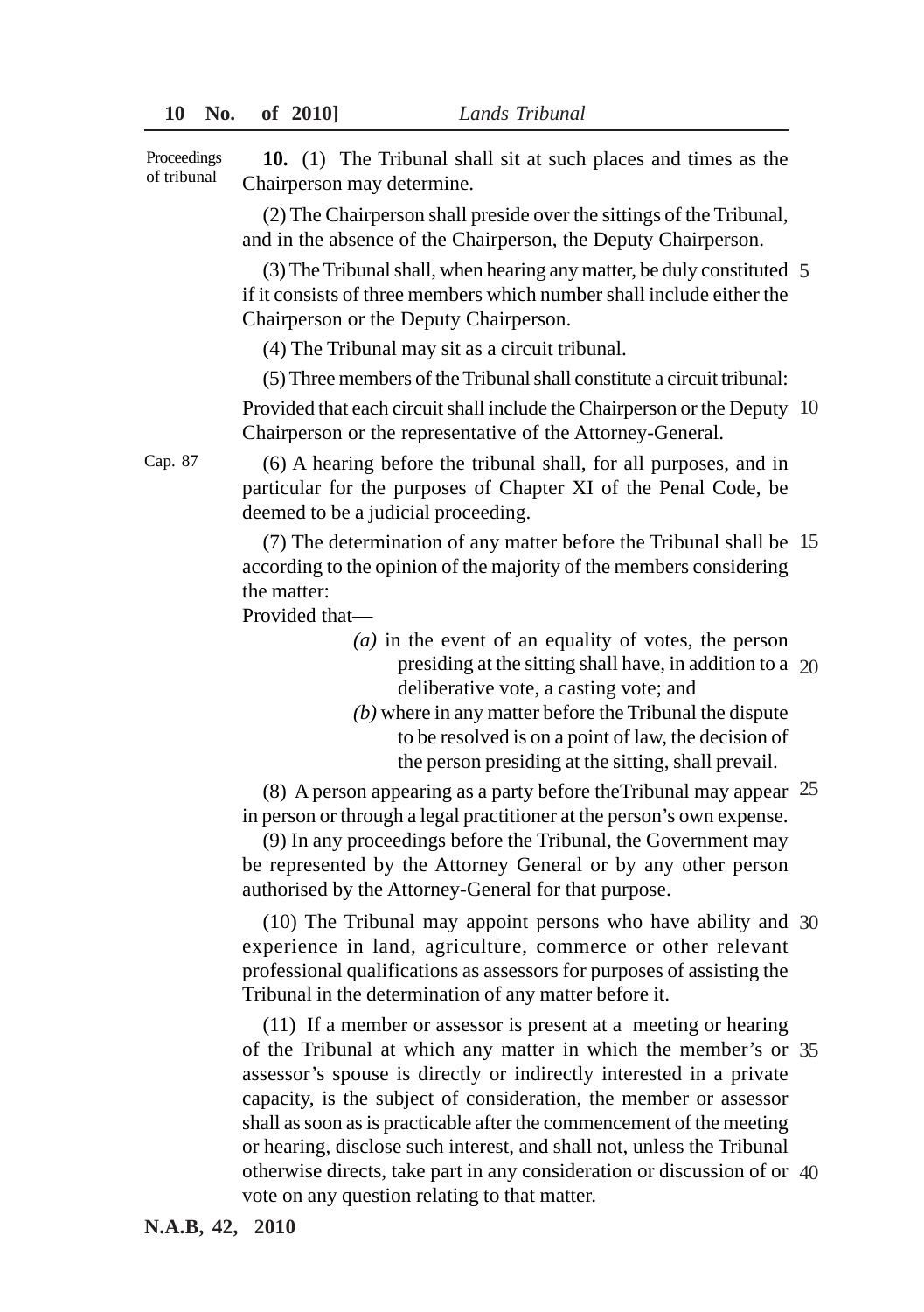**Proceedings of tribunal**

**10.** (1) The Tribunal shall sit at such places and times as the Chairperson may determine.

(2) The Chairperson shall preside over the sittings of the Tribunal, and in the absence of the Chairperson, the Deputy Chairperson.

(3) The Tribunal shall, when hearing any matter, be duly constituted if it consists of three members which number shall include either the Chairperson or the Deputy Chairperson.

(4) The Tribunal may sit as a circuit tribunal.

(5) Three members of the Tribunal shall constitute a circuit tribunal:

Provided that each circuit shall include the Chairperson or the Deputy Chairperson or the representative of the Attorney-General.

Cap. 87

(6) A hearing before the tribunal shall, for all purposes, and in particular for the purposes of Chapter XI of the Penal Code, be deemed to be a judicial proceeding.

(7) The determination of any matter before the Tribunal shall be according to the opinion of the majority of the members considering the matter:

Provided that—

*(a)* in the event of an equality of votes, the person presiding at the sitting shall have, in addition to a deliberative vote, a casting vote; and

*(b)* where in any matter before the Tribunal the dispute to be resolved is on a point of law, the decision of the person presiding at the sitting, shall prevail.

(8) A person appearing as a party before theTribunal may appear in person or through a legal practitioner at the person's own expense.

(9) In any proceedings before the Tribunal, the Government may be represented by the Attorney General or by any other person authorised by the Attorney-General for that purpose.

(10) The Tribunal may appoint persons who have ability and experience in land, agriculture, commerce or other relevant professional qualifications as assessors for purposes of assisting the Tribunal in the determination of any matter before it.

(11) If a member or assessor is present at a meeting or hearing of the Tribunal at which any matter in which the member's or assessor's spouse is directly or indirectly interested in a private capacity, is the subject of consideration, the member or assessor shall as soon as is practicable after the commencement of the meeting or hearing, disclose such interest, and shall not, unless the Tribunal otherwise directs, take part in any consideration or discussion of or vote on any question relating to that matter.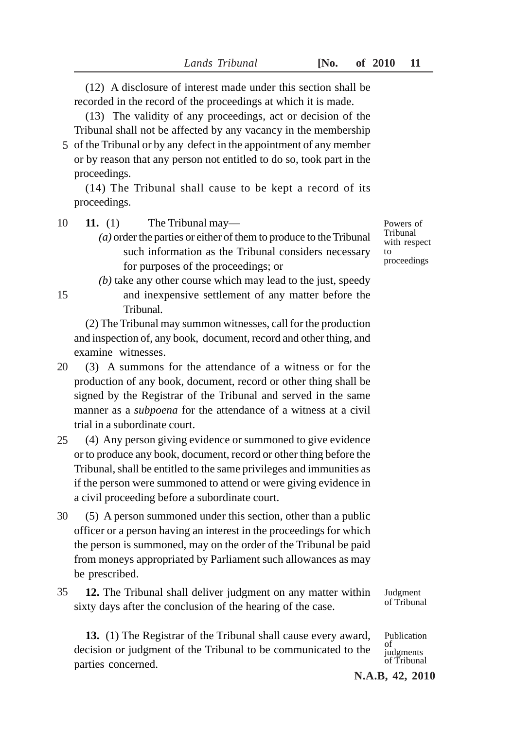(12) A disclosure of interest made under this section shall be recorded in the record of the proceedings at which it is made.

(13) The validity of any proceedings, act or decision of the Tribunal shall not be affected by any vacancy in the membership of the Tribunal or by any defect in the appointment of any member or by reason that any person not entitled to do so, took part in the proceedings.

(14) The Tribunal shall cause to be kept a record of its proceedings.

Powers of Tribunal with respect to proceedings

**11.** (1) The Tribunal may—

*(a)* order the parties or either of them to produce to the Tribunal such information as the Tribunal considers necessary for purposes of the proceedings; or

*(b)* take any other course which may lead to the just, speedy and inexpensive settlement of any matter before the Tribunal.

(2) The Tribunal may summon witnesses, call for the production and inspection of, any book, document, record and other thing, and examine witnesses.

(3) A summons for the attendance of a witness or for the production of any book, document, record or other thing shall be signed by the Registrar of the Tribunal and served in the same manner as a *subpoena* for the attendance of a witness at a civil trial in a subordinate court.

(4) Any person giving evidence or summoned to give evidence or to produce any book, document, record or other thing before the Tribunal, shall be entitled to the same privileges and immunities as if the person were summoned to attend or were giving evidence in a civil proceeding before a subordinate court.

(5) A person summoned under this section, other than a public officer or a person having an interest in the proceedings for which the person is summoned, may on the order of the Tribunal be paid from moneys appropriated by Parliament such allowances as may be prescribed.

Judgment of Tribunal

**12.** The Tribunal shall deliver judgment on any matter within sixty days after the conclusion of the hearing of the case.

Publication of judgments of Tribunal

**13.** (1) The Registrar of the Tribunal shall cause every award, decision or judgment of the Tribunal to be communicated to the parties concerned.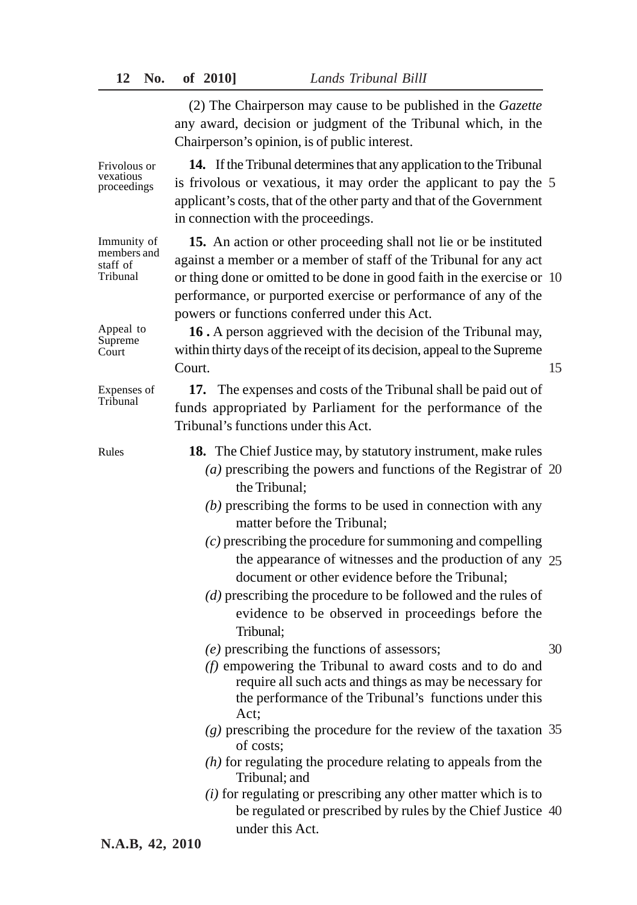(2) The Chairperson may cause to be published in the *Gazette* any award, decision or judgment of the Tribunal which, in the Chairperson's opinion, is of public interest.

Frivolous or vexatious proceedings

**14.** If the Tribunal determines that any application to the Tribunal is frivolous or vexatious, it may order the applicant to pay the applicant's costs, that of the other party and that of the Government in connection with the proceedings.

Immunity of members and staff of Tribunal

**15.** An action or other proceeding shall not lie or be instituted against a member or a member of staff of the Tribunal for any act or thing done or omitted to be done in good faith in the exercise or performance, or purported exercise or performance of any of the powers or functions conferred under this Act.

Appeal to Supreme Court

**16 .** A person aggrieved with the decision of the Tribunal may, within thirty days of the receipt of its decision, appeal to the Supreme Court.

Expenses of Tribunal

**17.** The expenses and costs of the Tribunal shall be paid out of funds appropriated by Parliament for the performance of the Tribunal's functions under this Act.

Rules

**18.** The Chief Justice may, by statutory instrument, make rules

*(a)* prescribing the powers and functions of the Registrar of the Tribunal;

*(b)* prescribing the forms to be used in connection with any matter before the Tribunal;

*(c)* prescribing the procedure for summoning and compelling the appearance of witnesses and the production of any document or other evidence before the Tribunal;

*(d)* prescribing the procedure to be followed and the rules of evidence to be observed in proceedings before the Tribunal;

*(e)* prescribing the functions of assessors;

*(f)* empowering the Tribunal to award costs and to do and require all such acts and things as may be necessary for the performance of the Tribunal's functions under this Act;

*(g)* prescribing the procedure for the review of the taxation of costs;

*(h)* for regulating the procedure relating to appeals from the Tribunal; and

*(i)* for regulating or prescribing any other matter which is to be regulated or prescribed by rules by the Chief Justice under this Act.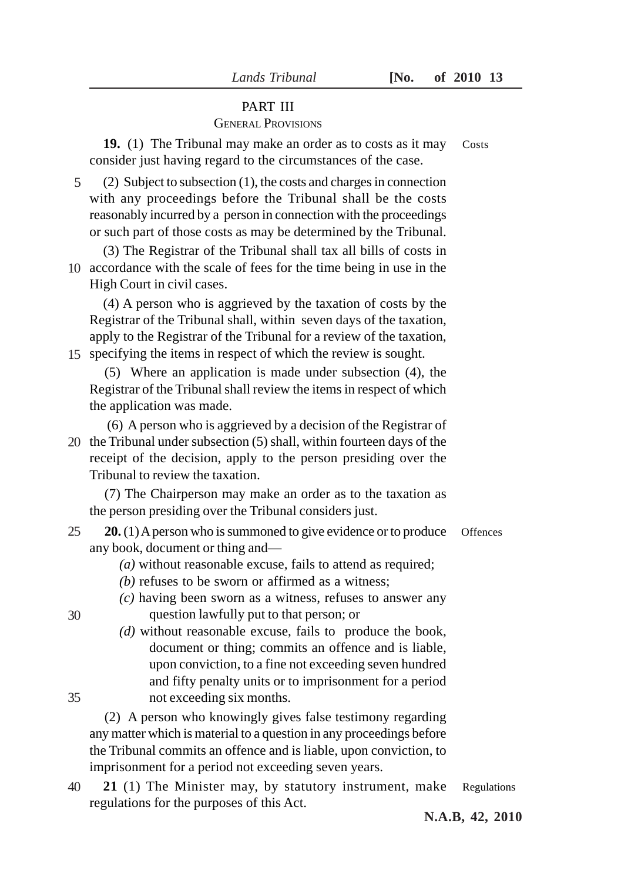## PART III

### GENERAL PROVISIONS

**19.** (1) The Tribunal may make an order as to costs as it may consider just having regard to the circumstances of the case. Costs

(2) Subject to subsection (1), the costs and charges in connection with any proceedings before the Tribunal shall be the costs reasonably incurred by a person in connection with the proceedings or such part of those costs as may be determined by the Tribunal.

(3) The Registrar of the Tribunal shall tax all bills of costs in accordance with the scale of fees for the time being in use in the High Court in civil cases.

(4) A person who is aggrieved by the taxation of costs by the Registrar of the Tribunal shall, within seven days of the taxation, apply to the Registrar of the Tribunal for a review of the taxation, specifying the items in respect of which the review is sought.

(5) Where an application is made under subsection (4), the Registrar of the Tribunal shall review the items in respect of which the application was made.

(6) A person who is aggrieved by a decision of the Registrar of the Tribunal under subsection (5) shall, within fourteen days of the receipt of the decision, apply to the person presiding over the Tribunal to review the taxation.

(7) The Chairperson may make an order as to the taxation as the person presiding over the Tribunal considers just.

**20.** (1) A person who is summoned to give evidence or to produce any book, document or thing and— Offences

*(a)* without reasonable excuse, fails to attend as required;

*(b)* refuses to be sworn or affirmed as a witness;

*(c)* having been sworn as a witness, refuses to answer any question lawfully put to that person; or

*(d)* without reasonable excuse, fails to produce the book, document or thing; commits an offence and is liable, upon conviction, to a fine not exceeding seven hundred and fifty penalty units or to imprisonment for a period not exceeding six months.

(2) A person who knowingly gives false testimony regarding any matter which is material to a question in any proceedings before the Tribunal commits an offence and is liable, upon conviction, to imprisonment for a period not exceeding seven years.

**21** (1) The Minister may, by statutory instrument, make regulations for the purposes of this Act. Regulations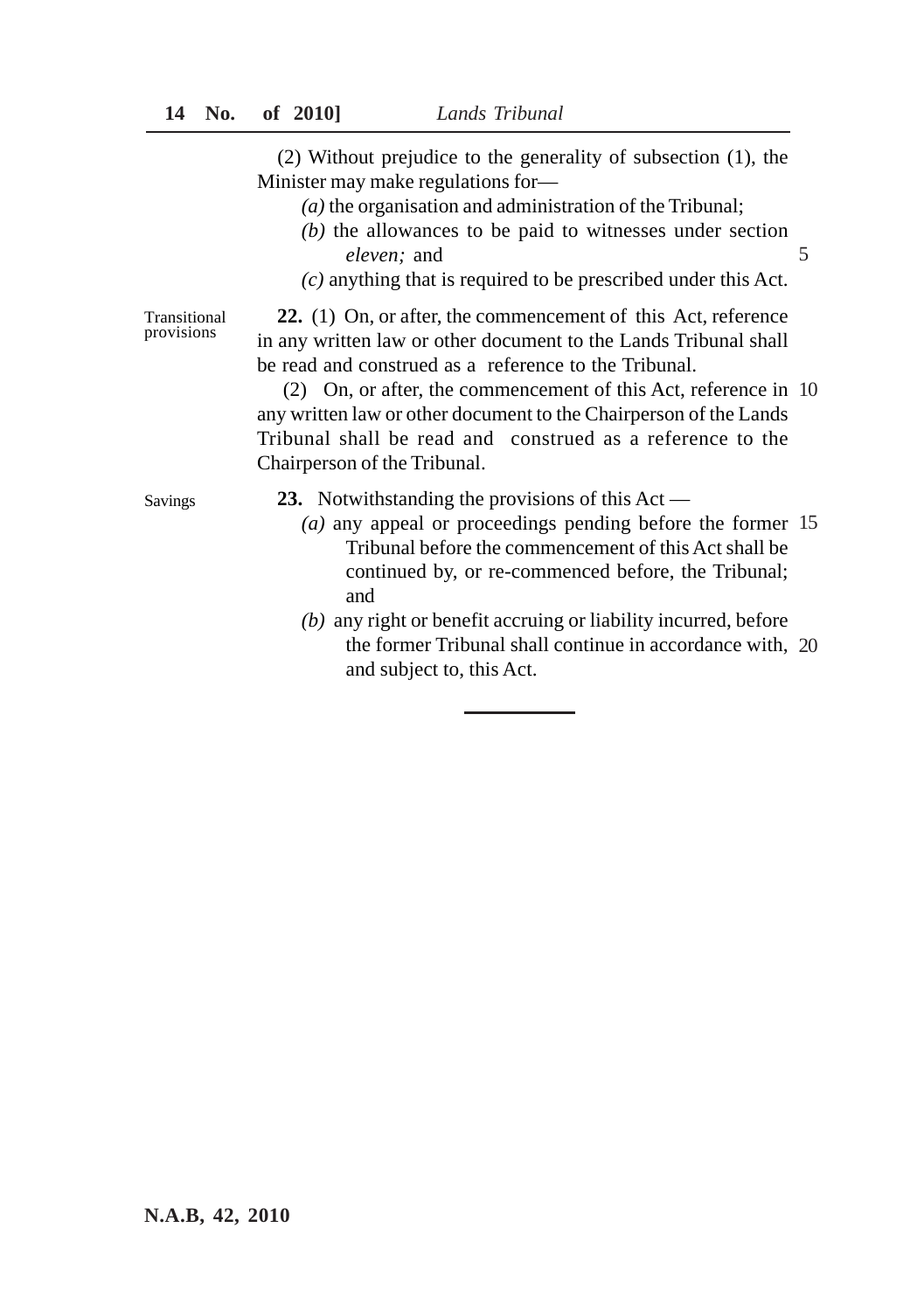(2) Without prejudice to the generality of subsection (1), the Minister may make regulations for—

*(a)* the organisation and administration of the Tribunal;

*(b)* the allowances to be paid to witnesses under section *eleven;* and

*(c)* anything that is required to be prescribed under this Act.

Transitional provisions

**22.** (1) On, or after, the commencement of this Act, reference in any written law or other document to the Lands Tribunal shall be read and construed as a reference to the Tribunal.

(2) On, or after, the commencement of this Act, reference in any written law or other document to the Chairperson of the Lands Tribunal shall be read and construed as a reference to the Chairperson of the Tribunal.

Savings

**23.** Notwithstanding the provisions of this Act —

*(a)* any appeal or proceedings pending before the former Tribunal before the commencement of this Act shall be continued by, or re-commenced before, the Tribunal; and

*(b)* any right or benefit accruing or liability incurred, before the former Tribunal shall continue in accordance with, and subject to, this Act.

---

N.A.B, 42, 2010